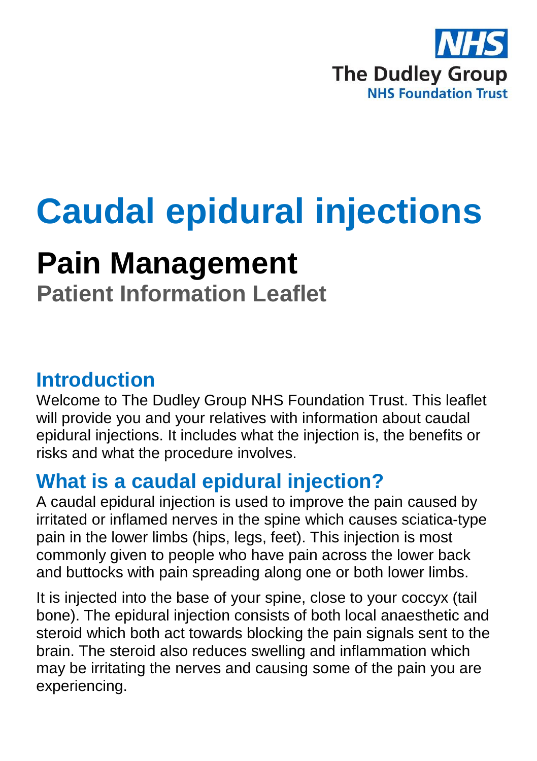The Dudley Group
NHS Foundation Trust

# Caudal epidural injections

## Pain Management

### Patient Information Leaflet

## Introduction

Welcome to The Dudley Group NHS Foundation Trust. This leaflet will provide you and your relatives with information about caudal epidural injections. It includes what the injection is, the benefits or risks and what the procedure involves.

## What is a caudal epidural injection?

A caudal epidural injection is used to improve the pain caused by irritated or inflamed nerves in the spine which causes sciatica-type pain in the lower limbs (hips, legs, feet). This injection is most commonly given to people who have pain across the lower back and buttocks with pain spreading along one or both lower limbs.

It is injected into the base of your spine, close to your coccyx (tail bone). The epidural injection consists of both local anaesthetic and steroid which both act towards blocking the pain signals sent to the brain. The steroid also reduces swelling and inflammation which may be irritating the nerves and causing some of the pain you are experiencing.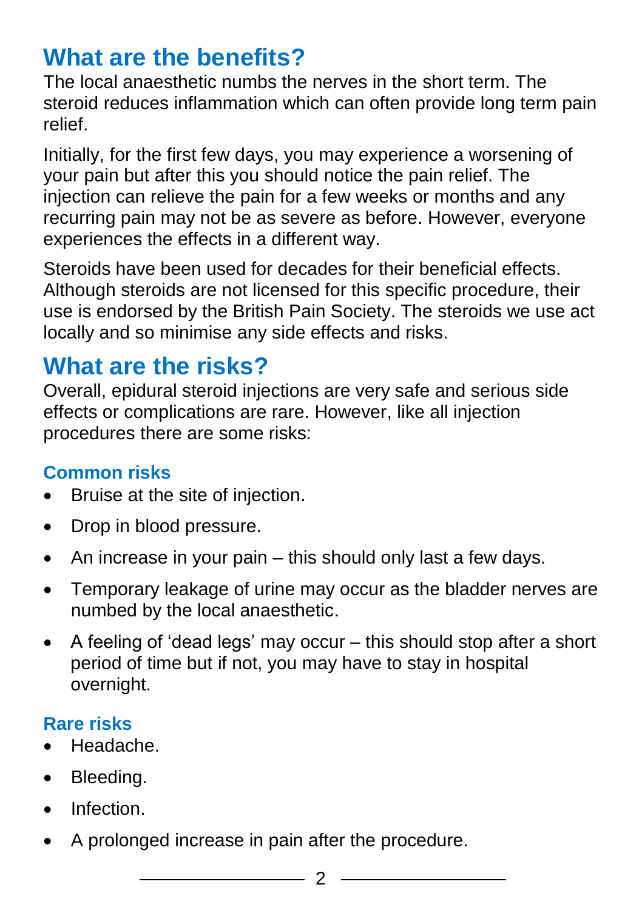## What are the benefits?

The local anaesthetic numbs the nerves in the short term. The steroid reduces inflammation which can often provide long term pain relief.

Initially, for the first few days, you may experience a worsening of your pain but after this you should notice the pain relief. The injection can relieve the pain for a few weeks or months and any recurring pain may not be as severe as before. However, everyone experiences the effects in a different way.

Steroids have been used for decades for their beneficial effects. Although steroids are not licensed for this specific procedure, their use is endorsed by the British Pain Society. The steroids we use act locally and so minimise any side effects and risks.

## What are the risks?

Overall, epidural steroid injections are very safe and serious side effects or complications are rare. However, like all injection procedures there are some risks:

### Common risks

- Bruise at the site of injection.
- Drop in blood pressure.
- An increase in your pain – this should only last a few days.
- Temporary leakage of urine may occur as the bladder nerves are numbed by the local anaesthetic.
- A feeling of 'dead legs' may occur – this should stop after a short period of time but if not, you may have to stay in hospital overnight.

### Rare risks

- Headache.
- Bleeding.
- Infection.
- A prolonged increase in pain after the procedure.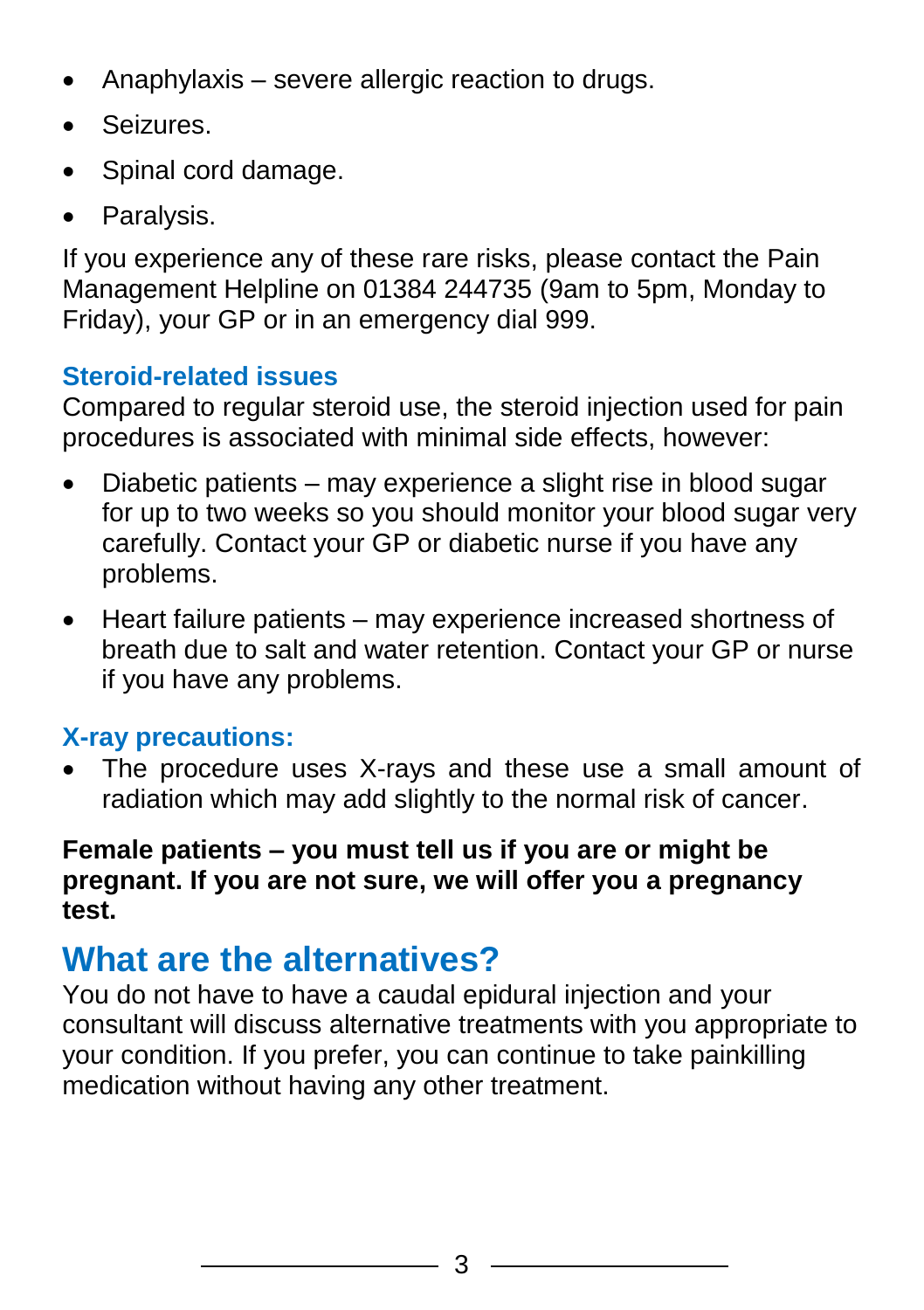- Anaphylaxis – severe allergic reaction to drugs.
- Seizures.
- Spinal cord damage.
- Paralysis.

If you experience any of these rare risks, please contact the Pain Management Helpline on 01384 244735 (9am to 5pm, Monday to Friday), your GP or in an emergency dial 999.

### Steroid-related issues

Compared to regular steroid use, the steroid injection used for pain procedures is associated with minimal side effects, however:

- Diabetic patients – may experience a slight rise in blood sugar for up to two weeks so you should monitor your blood sugar very carefully. Contact your GP or diabetic nurse if you have any problems.
- Heart failure patients – may experience increased shortness of breath due to salt and water retention. Contact your GP or nurse if you have any problems.

### X-ray precautions:

- The procedure uses X-rays and these use a small amount of radiation which may add slightly to the normal risk of cancer.

**Female patients – you must tell us if you are or might be pregnant. If you are not sure, we will offer you a pregnancy test.**

## What are the alternatives?

You do not have to have a caudal epidural injection and your consultant will discuss alternative treatments with you appropriate to your condition. If you prefer, you can continue to take painkilling medication without having any other treatment.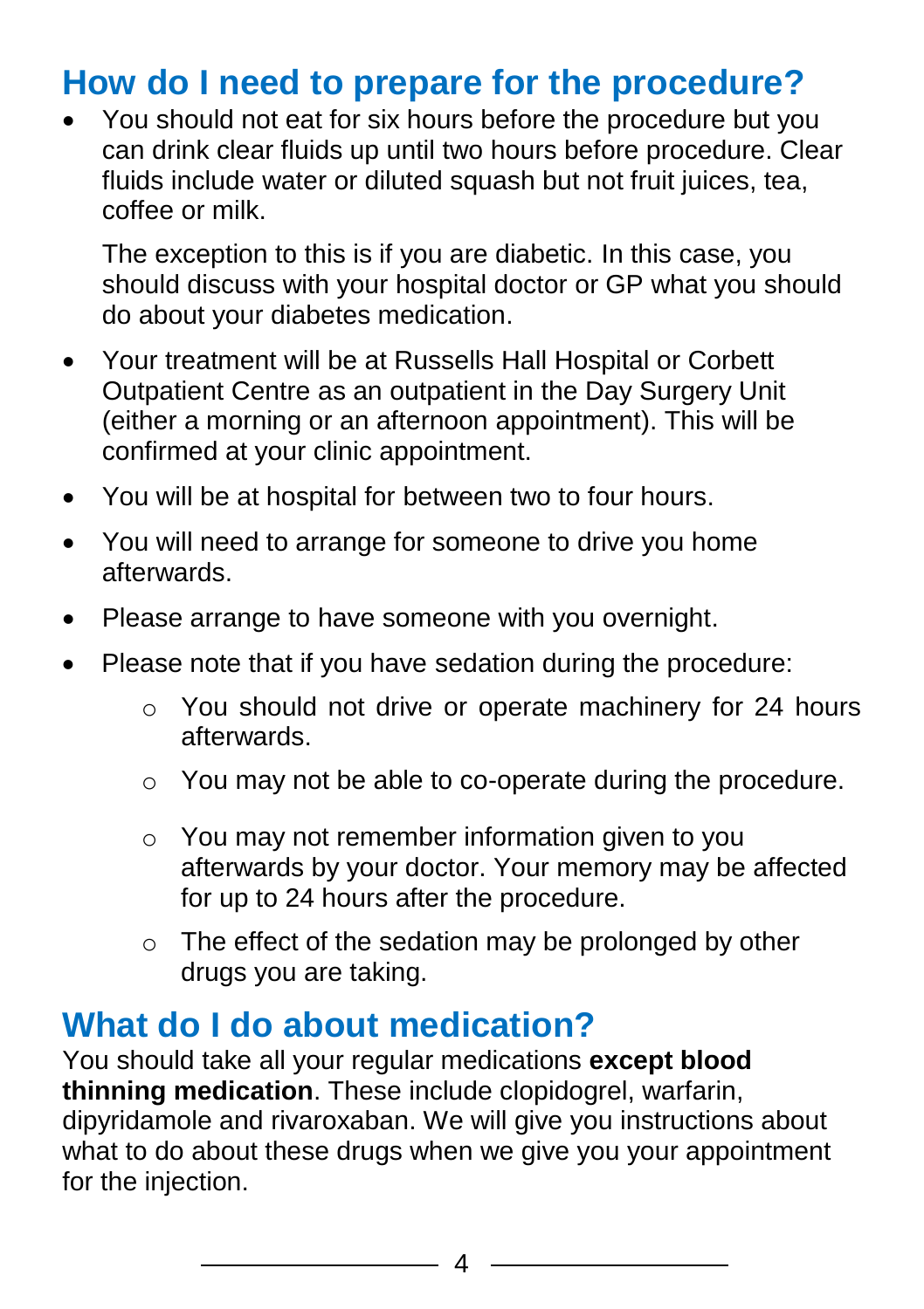## How do I need to prepare for the procedure?

- You should not eat for six hours before the procedure but you can drink clear fluids up until two hours before procedure. Clear fluids include water or diluted squash but not fruit juices, tea, coffee or milk.

  The exception to this is if you are diabetic. In this case, you should discuss with your hospital doctor or GP what you should do about your diabetes medication.

- Your treatment will be at Russells Hall Hospital or Corbett Outpatient Centre as an outpatient in the Day Surgery Unit (either a morning or an afternoon appointment). This will be confirmed at your clinic appointment.
- You will be at hospital for between two to four hours.
- You will need to arrange for someone to drive you home afterwards.
- Please arrange to have someone with you overnight.
- Please note that if you have sedation during the procedure:
  - You should not drive or operate machinery for 24 hours afterwards.
  - You may not be able to co-operate during the procedure.
  - You may not remember information given to you afterwards by your doctor. Your memory may be affected for up to 24 hours after the procedure.
  - The effect of the sedation may be prolonged by other drugs you are taking.

## What do I do about medication?

You should take all your regular medications **except blood thinning medication**. These include clopidogrel, warfarin, dipyridamole and rivaroxaban. We will give you instructions about what to do about these drugs when we give you your appointment for the injection.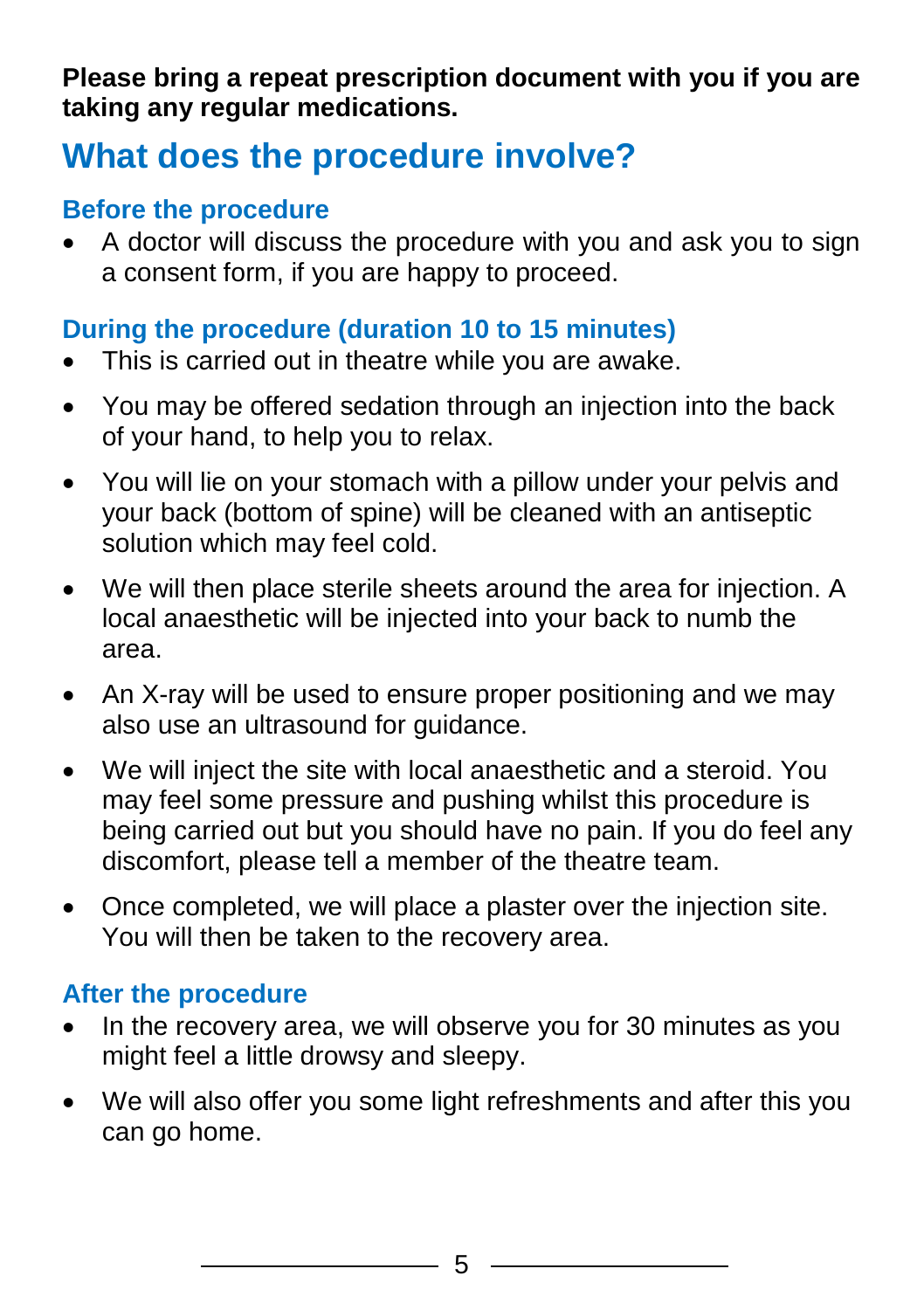**Please bring a repeat prescription document with you if you are taking any regular medications.**

## What does the procedure involve?

### Before the procedure

- A doctor will discuss the procedure with you and ask you to sign a consent form, if you are happy to proceed.

### During the procedure (duration 10 to 15 minutes)

- This is carried out in theatre while you are awake.
- You may be offered sedation through an injection into the back of your hand, to help you to relax.
- You will lie on your stomach with a pillow under your pelvis and your back (bottom of spine) will be cleaned with an antiseptic solution which may feel cold.
- We will then place sterile sheets around the area for injection. A local anaesthetic will be injected into your back to numb the area.
- An X-ray will be used to ensure proper positioning and we may also use an ultrasound for guidance.
- We will inject the site with local anaesthetic and a steroid. You may feel some pressure and pushing whilst this procedure is being carried out but you should have no pain. If you do feel any discomfort, please tell a member of the theatre team.
- Once completed, we will place a plaster over the injection site. You will then be taken to the recovery area.

### After the procedure

- In the recovery area, we will observe you for 30 minutes as you might feel a little drowsy and sleepy.
- We will also offer you some light refreshments and after this you can go home.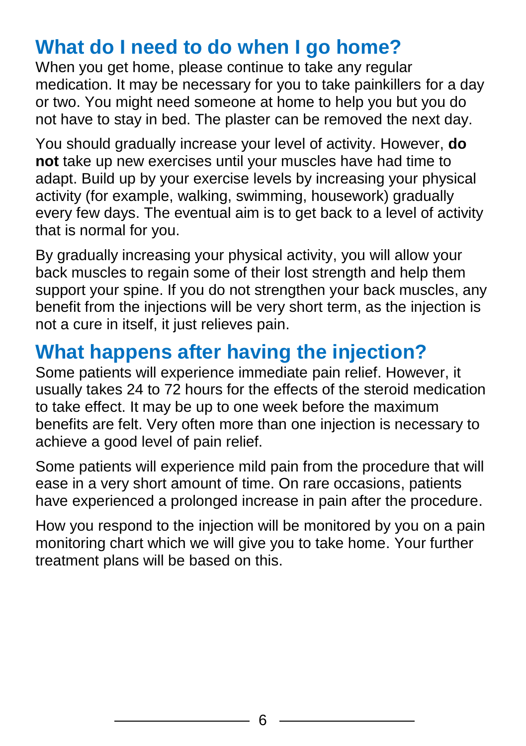## What do I need to do when I go home?

When you get home, please continue to take any regular medication. It may be necessary for you to take painkillers for a day or two. You might need someone at home to help you but you do not have to stay in bed. The plaster can be removed the next day.

You should gradually increase your level of activity. However, **do not** take up new exercises until your muscles have had time to adapt. Build up by your exercise levels by increasing your physical activity (for example, walking, swimming, housework) gradually every few days. The eventual aim is to get back to a level of activity that is normal for you.

By gradually increasing your physical activity, you will allow your back muscles to regain some of their lost strength and help them support your spine. If you do not strengthen your back muscles, any benefit from the injections will be very short term, as the injection is not a cure in itself, it just relieves pain.

## What happens after having the injection?

Some patients will experience immediate pain relief. However, it usually takes 24 to 72 hours for the effects of the steroid medication to take effect. It may be up to one week before the maximum benefits are felt. Very often more than one injection is necessary to achieve a good level of pain relief.

Some patients will experience mild pain from the procedure that will ease in a very short amount of time. On rare occasions, patients have experienced a prolonged increase in pain after the procedure.

How you respond to the injection will be monitored by you on a pain monitoring chart which we will give you to take home. Your further treatment plans will be based on this.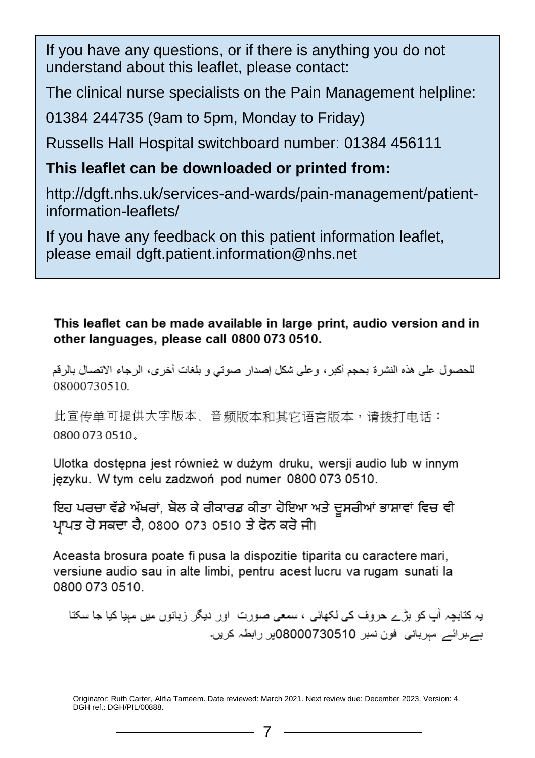If you have any questions, or if there is anything you do not understand about this leaflet, please contact:

The clinical nurse specialists on the Pain Management helpline:

01384 244735 (9am to 5pm, Monday to Friday)

Russells Hall Hospital switchboard number: 01384 456111

**This leaflet can be downloaded or printed from:**

http://dgft.nhs.uk/services-and-wards/pain-management/patient-information-leaflets/

If you have any feedback on this patient information leaflet, please email dgft.patient.information@nhs.net

**This leaflet can be made available in large print, audio version and in other languages, please call 0800 073 0510.**

للحصول على هذه النشرة بحجم أكبر، وعلى شكل إصدار صوتي و بلغات أخرى، الرجاء الاتصال بالرقم 08000730510.

此宣传单可提供大字版本、音频版本和其它语言版本，请拨打电话：0800 073 0510。

Ulotka dostępna jest również w dużym druku, wersji audio lub w innym języku. W tym celu zadzwoń pod numer 0800 073 0510.

ਇਹ ਪਰਚਾ ਵੱਡੇ ਅੱਖਰਾਂ, ਬੋਲ ਕੇ ਰੀਕਾਰਡ ਕੀਤਾ ਹੋਇਆ ਅਤੇ ਦੂਸਰੀਆਂ ਭਾਸ਼ਾਵਾਂ ਵਿਚ ਵੀ ਪ੍ਰਾਪਤ ਹੋ ਸਕਦਾ ਹੈ, 0800 073 0510 ਤੇ ਫੋਨ ਕਰੋ ਜੀ।

Aceasta brosura poate fi pusa la dispozitie tiparita cu caractere mari, versiune audio sau in alte limbi, pentru acest lucru va rugam sunati la 0800 073 0510.

یہ کتابچہ آپ کو بڑے حروف کی لکھائی ، سمعی صورت اور دیگر زبانوں میں مہیا کیا جا سکتا ہے۔برائے مہربانی فون نمبر 08000730510پر رابطہ کریں۔

Originator: Ruth Carter, Alifia Tameem. Date reviewed: March 2021. Next review due: December 2023. Version: 4. DGH ref.: DGH/PIL/00888.